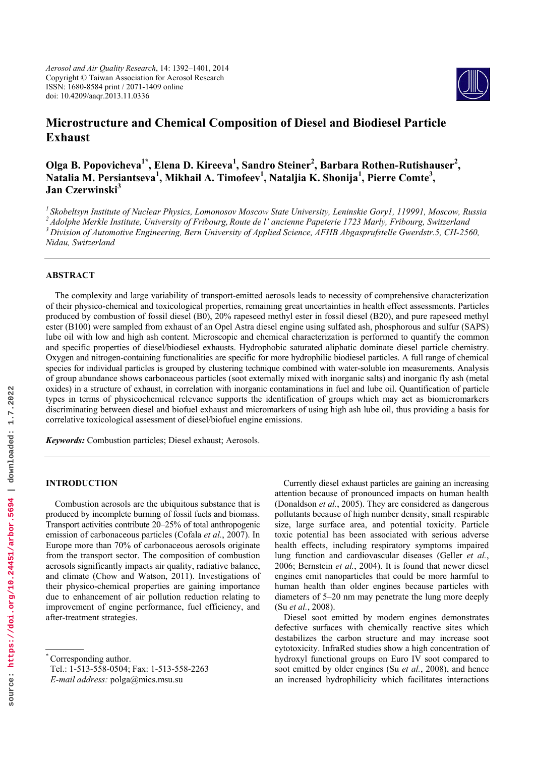*Aerosol and Air Quality Research*, 14: 1392–1401, 2014
Copyright © Taiwan Association for Aerosol Research
ISSN: 1680-8584 print / 2071-1409 online
doi: 10.4209/aaqr.2013.11.0336

# Microstructure and Chemical Composition of Diesel and Biodiesel Particle Exhaust

**Olga B. Popovicheva[1*], Elena D. Kireeva[1], Sandro Steiner[2], Barbara Rothen-Rutishauser[2], Natalia M. Persiantseva[1], Mikhail A. Timofeev[1], Nataljia K. Shonija[1], Pierre Comte[3], Jan Czerwinski[3]**

[1] *Skobeltsyn Institute of Nuclear Physics, Lomonosov Moscow State University, Leninskie Gory1, 119991, Moscow, Russia*
[2] *Adolphe Merkle Institute, University of Fribourg, Route de l' ancienne Papeterie 1723 Marly, Fribourg, Switzerland*
[3] *Division of Automotive Engineering, Bern University of Applied Science, AFHB Abgasprufstelle Gwerdstr.5, CH-2560, Nidau, Switzerland*

## ABSTRACT

The complexity and large variability of transport-emitted aerosols leads to necessity of comprehensive characterization of their physico-chemical and toxicological properties, remaining great uncertainties in health effect assessments. Particles produced by combustion of fossil diesel (B0), 20% rapeseed methyl ester in fossil diesel (B20), and pure rapeseed methyl ester (B100) were sampled from exhaust of an Opel Astra diesel engine using sulfated ash, phosphorous and sulfur (SAPS) lube oil with low and high ash content. Microscopic and chemical characterization is performed to quantify the common and specific properties of diesel/biodiesel exhausts. Hydrophobic saturated aliphatic dominate diesel particle chemistry. Oxygen and nitrogen-containing functionalities are specific for more hydrophilic biodiesel particles. A full range of chemical species for individual particles is grouped by clustering technique combined with water-soluble ion measurements. Analysis of group abundance shows carbonaceous particles (soot externally mixed with inorganic salts) and inorganic fly ash (metal oxides) in a structure of exhaust, in correlation with inorganic contaminations in fuel and lube oil. Quantification of particle types in terms of physicochemical relevance supports the identification of groups which may act as biomicromarkers discriminating between diesel and biofuel exhaust and micromarkers of using high ash lube oil, thus providing a basis for correlative toxicological assessment of diesel/biofuel engine emissions.

***Keywords:*** Combustion particles; Diesel exhaust; Aerosols.

## INTRODUCTION

Combustion aerosols are the ubiquitous substance that is produced by incomplete burning of fossil fuels and biomass. Transport activities contribute 20–25% of total anthropogenic emission of carbonaceous particles (Cofala *et al.*, 2007). In Europe more than 70% of carbonaceous aerosols originate from the transport sector. The composition of combustion aerosols significantly impacts air quality, radiative balance, and climate (Chow and Watson, 2011). Investigations of their physico-chemical properties are gaining importance due to enhancement of air pollution reduction relating to improvement of engine performance, fuel efficiency, and after-treatment strategies.

Currently diesel exhaust particles are gaining an increasing attention because of pronounced impacts on human health (Donaldson *et al.*, 2005). They are considered as dangerous pollutants because of high number density, small respirable size, large surface area, and potential toxicity. Particle toxic potential has been associated with serious adverse health effects, including respiratory symptoms impaired lung function and cardiovascular diseases (Geller *et al.*, 2006; Bernstein *et al.*, 2004). It is found that newer diesel engines emit nanoparticles that could be more harmful to human health than older engines because particles with diameters of 5–20 nm may penetrate the lung more deeply (Su *et al.*, 2008).

Diesel soot emitted by modern engines demonstrates defective surfaces with chemically reactive sites which destabilizes the carbon structure and may increase soot cytotoxicity. InfraRed studies show a high concentration of hydroxyl functional groups on Euro IV soot compared to soot emitted by older engines (Su *et al.*, 2008), and hence an increased hydrophilicity which facilitates interactions

---

[*] Corresponding author.
Tel.: 1-513-558-0504; Fax: 1-513-558-2263
*E-mail address:* polga@mics.msu.su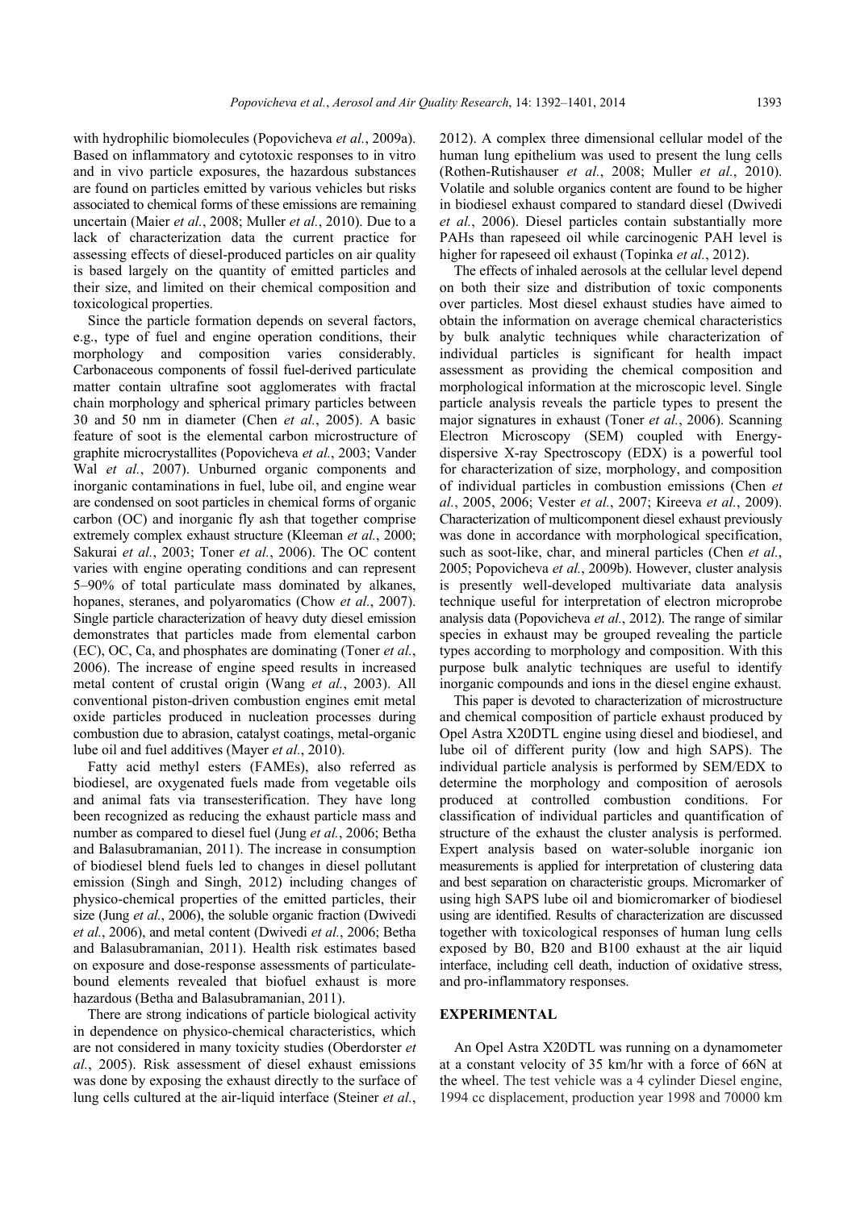with hydrophilic biomolecules (Popovicheva *et al.*, 2009a). Based on inflammatory and cytotoxic responses to in vitro and in vivo particle exposures, the hazardous substances are found on particles emitted by various vehicles but risks associated to chemical forms of these emissions are remaining uncertain (Maier *et al.*, 2008; Muller *et al.*, 2010). Due to a lack of characterization data the current practice for assessing effects of diesel-produced particles on air quality is based largely on the quantity of emitted particles and their size, and limited on their chemical composition and toxicological properties.

Since the particle formation depends on several factors, e.g., type of fuel and engine operation conditions, their morphology and composition varies considerably. Carbonaceous components of fossil fuel-derived particulate matter contain ultrafine soot agglomerates with fractal chain morphology and spherical primary particles between 30 and 50 nm in diameter (Chen *et al.*, 2005). A basic feature of soot is the elemental carbon microstructure of graphite microcrystallites (Popovicheva *et al.*, 2003; Vander Wal *et al.*, 2007). Unburned organic components and inorganic contaminations in fuel, lube oil, and engine wear are condensed on soot particles in chemical forms of organic carbon (OC) and inorganic fly ash that together comprise extremely complex exhaust structure (Kleeman *et al.*, 2000; Sakurai *et al.*, 2003; Toner *et al.*, 2006). The OC content varies with engine operating conditions and can represent 5–90% of total particulate mass dominated by alkanes, hopanes, steranes, and polyaromatics (Chow *et al.*, 2007). Single particle characterization of heavy duty diesel emission demonstrates that particles made from elemental carbon (EC), OC, Ca, and phosphates are dominating (Toner *et al.*, 2006). The increase of engine speed results in increased metal content of crustal origin (Wang *et al.*, 2003). All conventional piston-driven combustion engines emit metal oxide particles produced in nucleation processes during combustion due to abrasion, catalyst coatings, metal-organic lube oil and fuel additives (Mayer *et al.*, 2010).

Fatty acid methyl esters (FAMEs), also referred as biodiesel, are oxygenated fuels made from vegetable oils and animal fats via transesterification. They have long been recognized as reducing the exhaust particle mass and number as compared to diesel fuel (Jung *et al.*, 2006; Betha and Balasubramanian, 2011). The increase in consumption of biodiesel blend fuels led to changes in diesel pollutant emission (Singh and Singh, 2012) including changes of physico-chemical properties of the emitted particles, their size (Jung *et al.*, 2006), the soluble organic fraction (Dwivedi *et al.*, 2006), and metal content (Dwivedi *et al.*, 2006; Betha and Balasubramanian, 2011). Health risk estimates based on exposure and dose-response assessments of particulate-bound elements revealed that biofuel exhaust is more hazardous (Betha and Balasubramanian, 2011).

There are strong indications of particle biological activity in dependence on physico-chemical characteristics, which are not considered in many toxicity studies (Oberdorster *et al.*, 2005). Risk assessment of diesel exhaust emissions was done by exposing the exhaust directly to the surface of lung cells cultured at the air-liquid interface (Steiner *et al.*, 2012). A complex three dimensional cellular model of the human lung epithelium was used to present the lung cells (Rothen-Rutishauser *et al.*, 2008; Muller *et al.*, 2010). Volatile and soluble organics content are found to be higher in biodiesel exhaust compared to standard diesel (Dwivedi *et al.*, 2006). Diesel particles contain substantially more PAHs than rapeseed oil while carcinogenic PAH level is higher for rapeseed oil exhaust (Topinka *et al.*, 2012).

The effects of inhaled aerosols at the cellular level depend on both their size and distribution of toxic components over particles. Most diesel exhaust studies have aimed to obtain the information on average chemical characteristics by bulk analytic techniques while characterization of individual particles is significant for health impact assessment as providing the chemical composition and morphological information at the microscopic level. Single particle analysis reveals the particle types to present the major signatures in exhaust (Toner *et al.*, 2006). Scanning Electron Microscopy (SEM) coupled with Energy-dispersive X-ray Spectroscopy (EDX) is a powerful tool for characterization of size, morphology, and composition of individual particles in combustion emissions (Chen *et al.*, 2005, 2006; Vester *et al.*, 2007; Kireeva *et al.*, 2009). Characterization of multicomponent diesel exhaust previously was done in accordance with morphological specification, such as soot-like, char, and mineral particles (Chen *et al.*, 2005; Popovicheva *et al.*, 2009b). However, cluster analysis is presently well-developed multivariate data analysis technique useful for interpretation of electron microprobe analysis data (Popovicheva *et al.*, 2012). The range of similar species in exhaust may be grouped revealing the particle types according to morphology and composition. With this purpose bulk analytic techniques are useful to identify inorganic compounds and ions in the diesel engine exhaust.

This paper is devoted to characterization of microstructure and chemical composition of particle exhaust produced by Opel Astra X20DTL engine using diesel and biodiesel, and lube oil of different purity (low and high SAPS). The individual particle analysis is performed by SEM/EDX to determine the morphology and composition of aerosols produced at controlled combustion conditions. For classification of individual particles and quantification of structure of the exhaust the cluster analysis is performed. Expert analysis based on water-soluble inorganic ion measurements is applied for interpretation of clustering data and best separation on characteristic groups. Micromarker of using high SAPS lube oil and biomicromarker of biodiesel using are identified. Results of characterization are discussed together with toxicological responses of human lung cells exposed by B0, B20 and B100 exhaust at the air liquid interface, including cell death, induction of oxidative stress, and pro-inflammatory responses.

## EXPERIMENTAL

An Opel Astra X20DTL was running on a dynamometer at a constant velocity of 35 km/hr with a force of 66N at the wheel. The test vehicle was a 4 cylinder Diesel engine, 1994 cc displacement, production year 1998 and 70000 km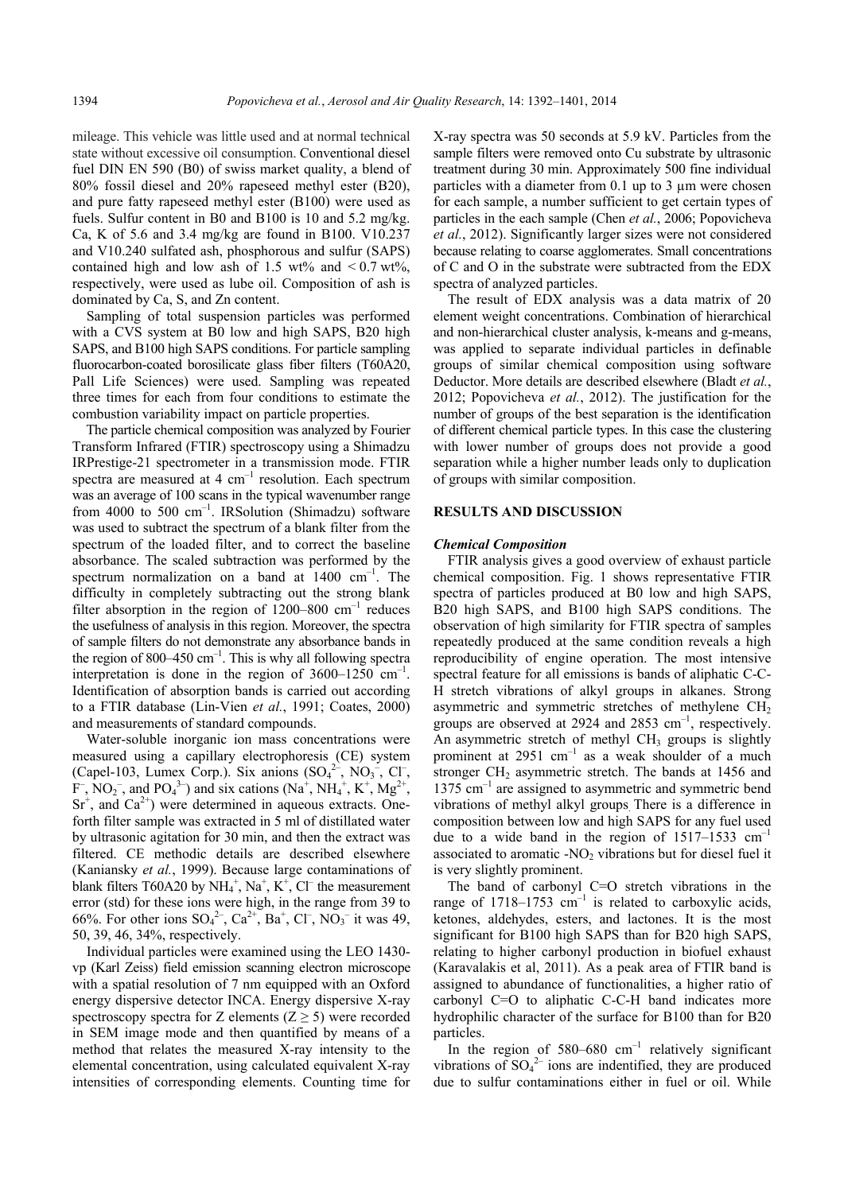mileage. This vehicle was little used and at normal technical state without excessive oil consumption. Conventional diesel fuel DIN EN 590 (B0) of swiss market quality, a blend of 80% fossil diesel and 20% rapeseed methyl ester (B20), and pure fatty rapeseed methyl ester (B100) were used as fuels. Sulfur content in B0 and B100 is 10 and 5.2 mg/kg. Ca, K of 5.6 and 3.4 mg/kg are found in B100. V10.237 and V10.240 sulfated ash, phosphorous and sulfur (SAPS) contained high and low ash of 1.5 wt% and < 0.7 wt%, respectively, were used as lube oil. Composition of ash is dominated by Ca, S, and Zn content.

Sampling of total suspension particles was performed with a CVS system at B0 low and high SAPS, B20 high SAPS, and B100 high SAPS conditions. For particle sampling fluorocarbon-coated borosilicate glass fiber filters (T60A20, Pall Life Sciences) were used. Sampling was repeated three times for each from four conditions to estimate the combustion variability impact on particle properties.

The particle chemical composition was analyzed by Fourier Transform Infrared (FTIR) spectroscopy using a Shimadzu IRPrestige-21 spectrometer in a transmission mode. FTIR spectra are measured at 4 $cm^{-1}$ resolution. Each spectrum was an average of 100 scans in the typical wavenumber range from 4000 to 500 $cm^{-1}$. IRSolution (Shimadzu) software was used to subtract the spectrum of a blank filter from the spectrum of the loaded filter, and to correct the baseline absorbance. The scaled subtraction was performed by the spectrum normalization on a band at 1400 $cm^{-1}$. The difficulty in completely subtracting out the strong blank filter absorption in the region of 1200–800 $cm^{-1}$ reduces the usefulness of analysis in this region. Moreover, the spectra of sample filters do not demonstrate any absorbance bands in the region of 800–450 $cm^{-1}$. This is why all following spectra interpretation is done in the region of 3600–1250 $cm^{-1}$. Identification of absorption bands is carried out according to a FTIR database (Lin-Vien *et al.*, 1991; Coates, 2000) and measurements of standard compounds.

Water-soluble inorganic ion mass concentrations were measured using a capillary electrophoresis (CE) system (Capel-103, Lumex Corp.). Six anions ($SO_4^{2-}$, $NO_3^-$, $Cl^-$, $F^-$, $NO_2^-$, and $PO_4^{3-}$) and six cations ($Na^+$, $NH_4^+$, $K^+$, $Mg^{2+}$, $Sr^+$, and $Ca^{2+}$) were determined in aqueous extracts. One-forth filter sample was extracted in 5 ml of distillated water by ultrasonic agitation for 30 min, and then the extract was filtered. CE methodic details are described elsewhere (Kaniansky *et al.*, 1999). Because large contaminations of blank filters T60A20 by $NH_4^+$, $Na^+$, $K^+$, $Cl^-$ the measurement error (std) for these ions were high, in the range from 39 to 66%. For other ions $SO_4^{2-}$, $Ca^{2+}$, $Ba^+$, $Cl^-$, $NO_3^-$ it was 49, 50, 39, 46, 34%, respectively.

Individual particles were examined using the LEO 1430-vp (Karl Zeiss) field emission scanning electron microscope with a spatial resolution of 7 nm equipped with an Oxford energy dispersive detector INCA. Energy dispersive X-ray spectroscopy spectra for Z elements ($Z \geq 5$) were recorded in SEM image mode and then quantified by means of a method that relates the measured X-ray intensity to the elemental concentration, using calculated equivalent X-ray intensities of corresponding elements. Counting time for X-ray spectra was 50 seconds at 5.9 kV. Particles from the sample filters were removed onto Cu substrate by ultrasonic treatment during 30 min. Approximately 500 fine individual particles with a diameter from 0.1 up to 3 µm were chosen for each sample, a number sufficient to get certain types of particles in the each sample (Chen *et al.*, 2006; Popovicheva *et al.*, 2012). Significantly larger sizes were not considered because relating to coarse agglomerates. Small concentrations of C and O in the substrate were subtracted from the EDX spectra of analyzed particles.

The result of EDX analysis was a data matrix of 20 element weight concentrations. Combination of hierarchical and non-hierarchical cluster analysis, k-means and g-means, was applied to separate individual particles in definable groups of similar chemical composition using software Deductor. More details are described elsewhere (Bladt *et al.*, 2012; Popovicheva *et al.*, 2012). The justification for the number of groups of the best separation is the identification of different chemical particle types. In this case the clustering with lower number of groups does not provide a good separation while a higher number leads only to duplication of groups with similar composition.

## RESULTS AND DISCUSSION

### *Chemical Composition*

FTIR analysis gives a good overview of exhaust particle chemical composition. Fig. 1 shows representative FTIR spectra of particles produced at B0 low and high SAPS, B20 high SAPS, and B100 high SAPS conditions. The observation of high similarity for FTIR spectra of samples repeatedly produced at the same condition reveals a high reproducibility of engine operation. The most intensive spectral feature for all emissions is bands of aliphatic C-C-H stretch vibrations of alkyl groups in alkanes. Strong asymmetric and symmetric stretches of methylene $CH_2$ groups are observed at 2924 and 2853 $cm^{-1}$, respectively. An asymmetric stretch of methyl $CH_3$ groups is slightly prominent at 2951 $cm^{-1}$ as a weak shoulder of a much stronger $CH_2$ asymmetric stretch. The bands at 1456 and 1375 $cm^{-1}$ are assigned to asymmetric and symmetric bend vibrations of methyl alkyl groups. There is a difference in composition between low and high SAPS for any fuel used due to a wide band in the region of 1517–1533 $cm^{-1}$ associated to aromatic $-NO_2$ vibrations but for diesel fuel it is very slightly prominent.

The band of carbonyl C=O stretch vibrations in the range of 1718–1753 $cm^{-1}$ is related to carboxylic acids, ketones, aldehydes, esters, and lactones. It is the most significant for B100 high SAPS than for B20 high SAPS, relating to higher carbonyl production in biofuel exhaust (Karavalakis et al, 2011). As a peak area of FTIR band is assigned to abundance of functionalities, a higher ratio of carbonyl C=O to aliphatic C-C-H band indicates more hydrophilic character of the surface for B100 than for B20 particles.

In the region of 580–680 $cm^{-1}$ relatively significant vibrations of $SO_4^{2-}$ ions are indentified, they are produced due to sulfur contaminations either in fuel or oil. While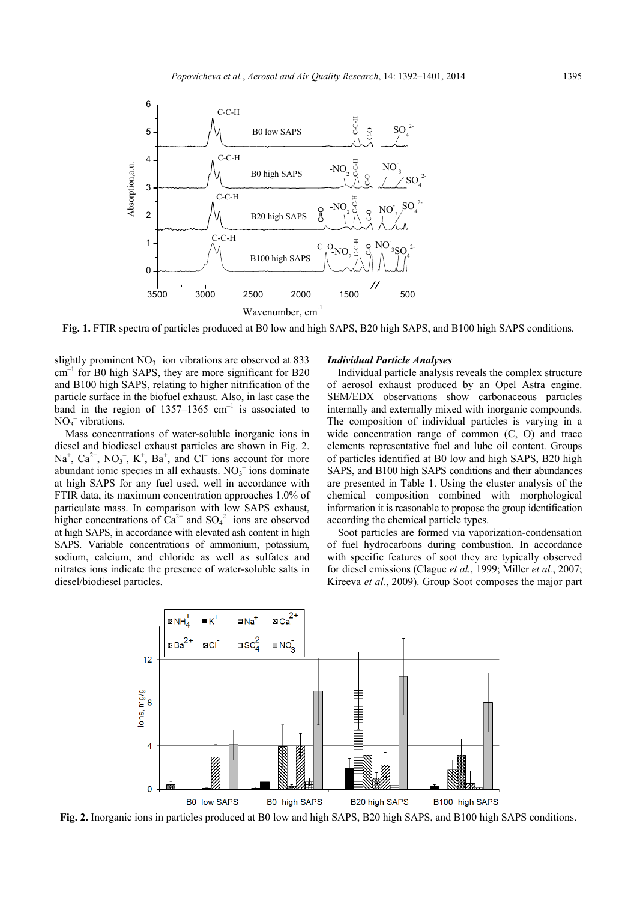**Fig. 1.** FTIR spectra of particles produced at B0 low and high SAPS, B20 high SAPS, and B100 high SAPS conditions.

slightly prominent $NO_3^-$ ion vibrations are observed at 833 $cm^{-1}$ for B0 high SAPS, they are more significant for B20 and B100 high SAPS, relating to higher nitrification of the particle surface in the biofuel exhaust. Also, in last case the band in the region of 1357–1365 $cm^{-1}$ is associated to $NO_3^-$ vibrations.

Mass concentrations of water-soluble inorganic ions in diesel and biodiesel exhaust particles are shown in Fig. 2. $Na^+$, $Ca^{2+}$, $NO_3^-$, $K^+$, $Ba^+$, and $Cl^-$ ions account for more abundant ionic species in all exhausts. $NO_3^-$ ions dominate at high SAPS for any fuel used, well in accordance with FTIR data, its maximum concentration approaches 1.0% of particulate mass. In comparison with low SAPS exhaust, higher concentrations of $Ca^{2+}$ and $SO_4^{2-}$ ions are observed at high SAPS, in accordance with elevated ash content in high SAPS. Variable concentrations of ammonium, potassium, sodium, calcium, and chloride as well as sulfates and nitrates ions indicate the presence of water-soluble salts in diesel/biodiesel particles.

### *Individual Particle Analyses*

Individual particle analysis reveals the complex structure of aerosol exhaust produced by an Opel Astra engine. SEM/EDX observations show carbonaceous particles internally and externally mixed with inorganic compounds. The composition of individual particles is varying in a wide concentration range of common (C, O) and trace elements representative fuel and lube oil content. Groups of particles identified at B0 low and high SAPS, B20 high SAPS, and B100 high SAPS conditions and their abundances are presented in Table 1. Using the cluster analysis of the chemical composition combined with morphological information it is reasonable to propose the group identification according the chemical particle types.

Soot particles are formed via vaporization-condensation of fuel hydrocarbons during combustion. In accordance with specific features of soot they are typically observed for diesel emissions (Clague *et al.*, 1999; Miller *et al.*, 2007; Kireeva *et al.*, 2009). Group Soot composes the major part

**Fig. 2.** Inorganic ions in particles produced at B0 low and high SAPS, B20 high SAPS, and B100 high SAPS conditions.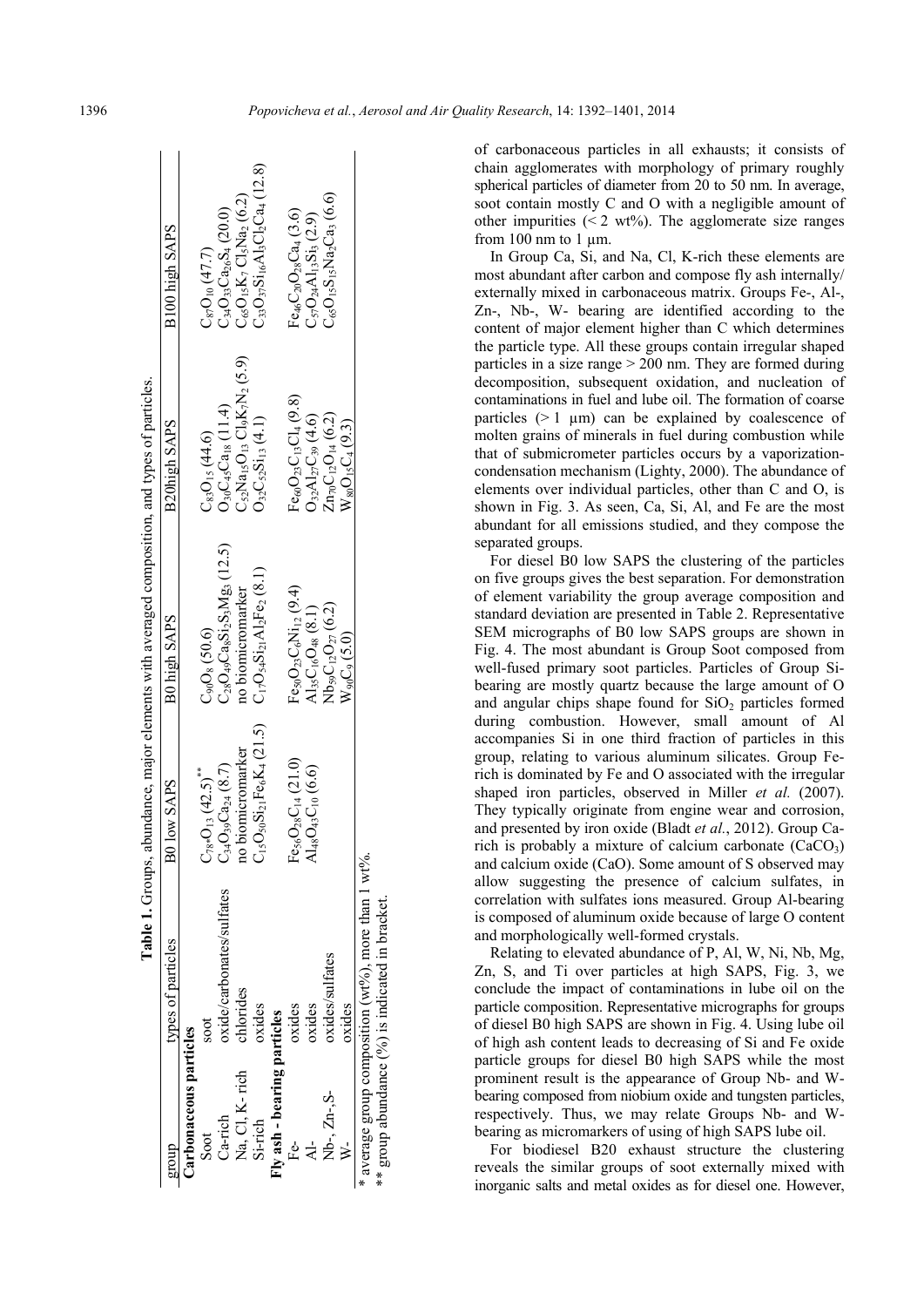**Table 1.** Groups, abundance, major elements with averaged composition, and types of particles.

| group | types of particles | B0 low SAPS | B0 high SAPS | B20high SAPS | B100 high SAPS |
|---|---|---|---|---|---|
| **Carbonaceous particles** | | | | | |
| Soot | soot | $C_{78}*O_{13}$ (42.5)** | $C_{90}O_{8}$ (50.6) | $C_{83}O_{15}$ (44.6) | $C_{87}O_{10}$ (47.7) |
| Ca-rich | oxide/carbonates/sulfates | $C_{34}O_{39}Ca_{24}$ (8.7) | $C_{28}O_{49}Ca_{8}Si_{2}S_{3}Mg_{3}$ (12.5) | $O_{30}C_{45}Ca_{18}$ (11.4) | $C_{34}O_{33}Ca_{26}S_{4}$ (20.0) |
| Na, Cl, K- rich | chlorides | no biomicromarker | no biomicromarker | $C_{52}Na_{15}O_{13}Cl_{9}K_{7}N_{2}$ (5.9) | $C_{65}O_{15}K_{7}Cl_{5}Na_{2}$ (6.2) |
| Si-rich | oxides | $C_{15}O_{50}Si_{21}Fe_{6}K_{4}$ (21.5) | $C_{17}O_{54}Si_{21}Al_{2}Fe_{2}$ (8.1) | $O_{32}C_{52}Si_{13}$ (4.1) | $C_{33}O_{37}Si_{16}Al_{3}Cl_{2}Ca_{4}$ (12.8) |
| **Fly ash - bearing particles** | | | | | |
| Fe- | oxides | $Fe_{56}O_{28}C_{14}$ (21.0) | $Fe_{50}O_{27}C_{6}Ni_{12}$ (9.4) | $Fe_{60}O_{23}C_{13}Cl_{4}$ (9.8) | $Fe_{46}C_{20}O_{28}Ca_{4}$ (3.6) |
| Al- | oxides | $Al_{48}O_{43}C_{10}$ (6.6) | $Al_{35}C_{16}O_{48}$ (8.1) | $O_{32}Al_{27}C_{39}$ (4.6) | $C_{57}O_{24}Al_{13}Si_{3}$ (2.9) |
| Nb-, Zn-,S- | oxides/sulfates | | $Nb_{59}C_{12}O_{27}$ (6.2) | $Zn_{70}C_{12}O_{14}$ (6.2) | $C_{65}O_{15}S_{15}Na_{2}Ca_{3}$ (6.6) |
| W- | oxides | | $W_{90}C_{9}$ (5.0) | $W_{80}O_{15}C_{4}$ (9.3) | |

\* average group composition (wt%), more than 1 wt%.
\*\* group abundance (%) is indicated in bracket.

of carbonaceous particles in all exhausts; it consists of chain agglomerates with morphology of primary roughly spherical particles of diameter from 20 to 50 nm. In average, soot contain mostly C and O with a negligible amount of other impurities (< 2 wt%). The agglomerate size ranges from 100 nm to 1 µm.

In Group Ca, Si, and Na, Cl, K-rich these elements are most abundant after carbon and compose fly ash internally/externally mixed in carbonaceous matrix. Groups Fe-, Al-, Zn-, Nb-, W- bearing are identified according to the content of major element higher than C which determines the particle type. All these groups contain irregular shaped particles in a size range > 200 nm. They are formed during decomposition, subsequent oxidation, and nucleation of contaminations in fuel and lube oil. The formation of coarse particles (> 1 µm) can be explained by coalescence of molten grains of minerals in fuel during combustion while that of submicrometer particles occurs by a vaporization-condensation mechanism (Lighty, 2000). The abundance of elements over individual particles, other than C and O, is shown in Fig. 3. As seen, Ca, Si, Al, and Fe are the most abundant for all emissions studied, and they compose the separated groups.

For diesel B0 low SAPS the clustering of the particles on five groups gives the best separation. For demonstration of element variability the group average composition and standard deviation are presented in Table 2. Representative SEM micrographs of B0 low SAPS groups are shown in Fig. 4. The most abundant is Group Soot composed from well-fused primary soot particles. Particles of Group Si-bearing are mostly quartz because the large amount of O and angular chips shape found for $SiO_2$ particles formed during combustion. However, small amount of Al accompanies Si in one third fraction of particles in this group, relating to various aluminum silicates. Group Fe-rich is dominated by Fe and O associated with the irregular shaped iron particles, observed in Miller *et al.* (2007). They typically originate from engine wear and corrosion, and presented by iron oxide (Bladt *et al.*, 2012). Group Ca-rich is probably a mixture of calcium carbonate ($CaCO_3$) and calcium oxide (CaO). Some amount of S observed may allow suggesting the presence of calcium sulfates, in correlation with sulfates ions measured. Group Al-bearing is composed of aluminum oxide because of large O content and morphologically well-formed crystals.

Relating to elevated abundance of P, Al, W, Ni, Nb, Mg, Zn, S, and Ti over particles at high SAPS, Fig. 3, we conclude the impact of contaminations in lube oil on the particle composition. Representative micrographs for groups of diesel B0 high SAPS are shown in Fig. 4. Using lube oil of high ash content leads to decreasing of Si and Fe oxide particle groups for diesel B0 high SAPS while the most prominent result is the appearance of Group Nb- and W-bearing composed from niobium oxide and tungsten particles, respectively. Thus, we may relate Groups Nb- and W-bearing as micromarkers of using of high SAPS lube oil.

For biodiesel B20 exhaust structure the clustering reveals the similar groups of soot externally mixed with inorganic salts and metal oxides as for diesel one. However,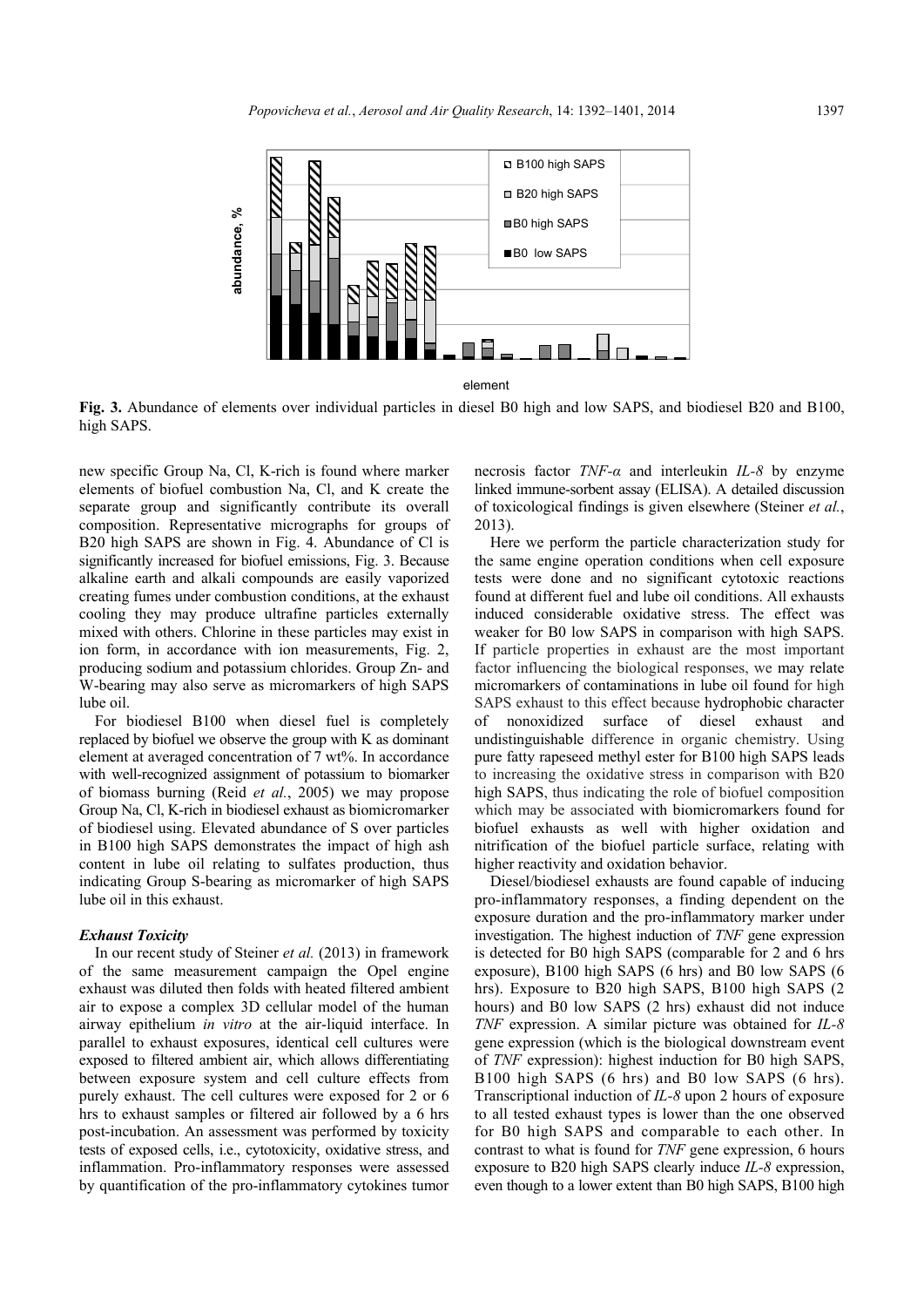**Fig. 3.** Abundance of elements over individual particles in diesel B0 high and low SAPS, and biodiesel B20 and B100, high SAPS.

new specific Group Na, Cl, K-rich is found where marker elements of biofuel combustion Na, Cl, and K create the separate group and significantly contribute its overall composition. Representative micrographs for groups of B20 high SAPS are shown in Fig. 4. Abundance of Cl is significantly increased for biofuel emissions, Fig. 3. Because alkaline earth and alkali compounds are easily vaporized creating fumes under combustion conditions, at the exhaust cooling they may produce ultrafine particles externally mixed with others. Chlorine in these particles may exist in ion form, in accordance with ion measurements, Fig. 2, producing sodium and potassium chlorides. Group Zn- and W-bearing may also serve as micromarkers of high SAPS lube oil.

For biodiesel B100 when diesel fuel is completely replaced by biofuel we observe the group with K as dominant element at averaged concentration of 7 wt%. In accordance with well-recognized assignment of potassium to biomarker of biomass burning (Reid *et al.*, 2005) we may propose Group Na, Cl, K-rich in biodiesel exhaust as biomicromarker of biodiesel using. Elevated abundance of S over particles in B100 high SAPS demonstrates the impact of high ash content in lube oil relating to sulfates production, thus indicating Group S-bearing as micromarker of high SAPS lube oil in this exhaust.

### *Exhaust Toxicity*

In our recent study of Steiner *et al.* (2013) in framework of the same measurement campaign the Opel engine exhaust was diluted then folds with heated filtered ambient air to expose a complex 3D cellular model of the human airway epithelium *in vitro* at the air-liquid interface. In parallel to exhaust exposures, identical cell cultures were exposed to filtered ambient air, which allows differentiating between exposure system and cell culture effects from purely exhaust. The cell cultures were exposed for 2 or 6 hrs to exhaust samples or filtered air followed by a 6 hrs post-incubation. An assessment was performed by toxicity tests of exposed cells, i.e., cytotoxicity, oxidative stress, and inflammation. Pro-inflammatory responses were assessed by quantification of the pro-inflammatory cytokines tumor necrosis factor *TNF-α* and interleukin *IL-8* by enzyme linked immune-sorbent assay (ELISA). A detailed discussion of toxicological findings is given elsewhere (Steiner *et al.*, 2013).

Here we perform the particle characterization study for the same engine operation conditions when cell exposure tests were done and no significant cytotoxic reactions found at different fuel and lube oil conditions. All exhausts induced considerable oxidative stress. The effect was weaker for B0 low SAPS in comparison with high SAPS. If particle properties in exhaust are the most important factor influencing the biological responses, we may relate micromarkers of contaminations in lube oil found for high SAPS exhaust to this effect because hydrophobic character of nonoxidized surface of diesel exhaust and undistinguishable difference in organic chemistry. Using pure fatty rapeseed methyl ester for B100 high SAPS leads to increasing the oxidative stress in comparison with B20 high SAPS, thus indicating the role of biofuel composition which may be associated with biomicromarkers found for biofuel exhausts as well with higher oxidation and nitrification of the biofuel particle surface, relating with higher reactivity and oxidation behavior.

Diesel/biodiesel exhausts are found capable of inducing pro-inflammatory responses, a finding dependent on the exposure duration and the pro-inflammatory marker under investigation. The highest induction of *TNF* gene expression is detected for B0 high SAPS (comparable for 2 and 6 hrs exposure), B100 high SAPS (6 hrs) and B0 low SAPS (6 hrs). Exposure to B20 high SAPS, B100 high SAPS (2 hours) and B0 low SAPS (2 hrs) exhaust did not induce *TNF* expression. A similar picture was obtained for *IL-8* gene expression (which is the biological downstream event of *TNF* expression): highest induction for B0 high SAPS, B100 high SAPS (6 hrs) and B0 low SAPS (6 hrs). Transcriptional induction of *IL-8* upon 2 hours of exposure to all tested exhaust types is lower than the one observed for B0 high SAPS and comparable to each other. In contrast to what is found for *TNF* gene expression, 6 hours exposure to B20 high SAPS clearly induce *IL-8* expression, even though to a lower extent than B0 high SAPS, B100 high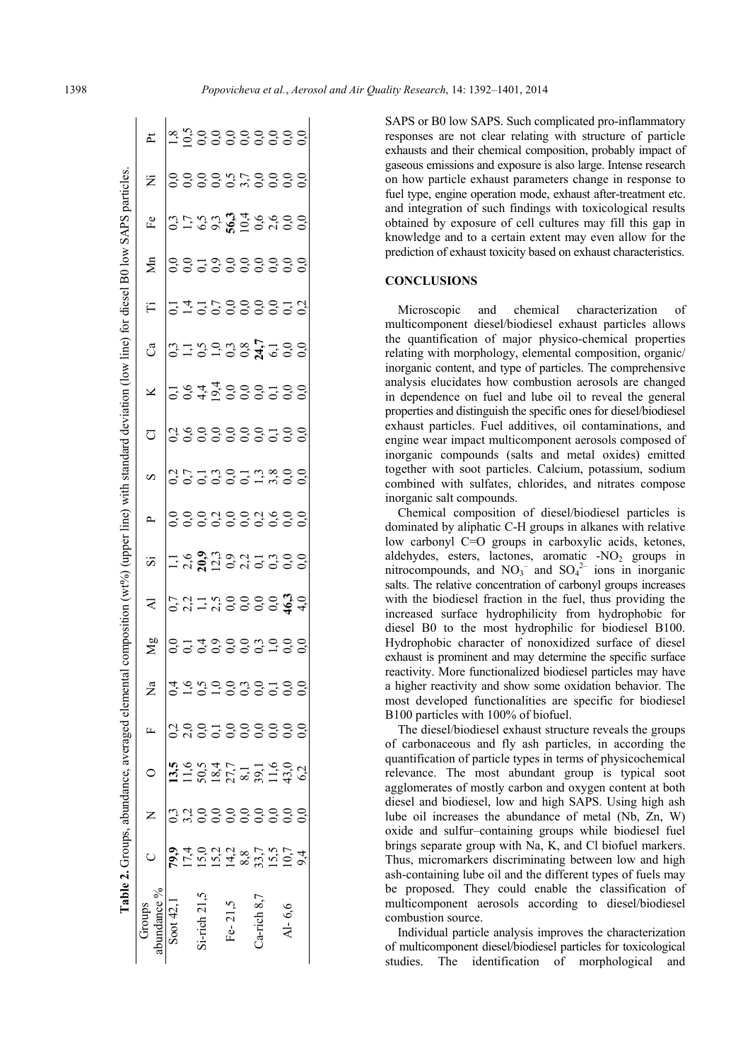**Table 2.** Groups, abundance, averaged elemental composition (wt%) (upper line) with standard deviation (low line) for diesel B0 low SAPS particles.

| Groups abundance % | C | N | O | F | Na | Mg | Al | Si | P | S | Cl | K | Ca | Ti | Mn | Fe | Ni | Pt |
|---|---|---|---|---|---|---|---|---|---|---|---|---|---|---|---|---|---|---|
| Soot 42,1 | **79,9** | 0,3 | **13,5** | 0,2 | 0,4 | 0,0 | 0,7 | 1,1 | 0,0 | 0,2 | 0,2 | 0,1 | 0,3 | 0,1 | 0,0 | 0,3 | 0,0 | 1,8 |
| | 17,4 | 3,2 | 11,6 | 2,0 | 1,6 | 0,1 | 2,2 | 2,6 | 0,0 | 0,7 | 0,6 | 0,6 | 1,1 | 1,4 | 0,0 | 1,7 | 0,0 | 10,5 |
| Si-rich 21,5 | 15,0 | 0,0 | 50,5 | 0,0 | 0,5 | 0,4 | 1,1 | **20,9** | 0,0 | 0,1 | 0,0 | 4,4 | 0,5 | 0,1 | 0,1 | 6,5 | 0,0 | 0,0 |
| | 15,2 | 0,0 | 18,4 | 0,1 | 1,0 | 0,9 | 2,5 | 12,3 | 0,2 | 0,3 | 0,0 | 19,4 | 1,0 | 0,7 | 0,9 | 9,3 | 0,0 | 0,0 |
| Fe- 21,5 | 14,2 | 0,0 | 27,7 | 0,0 | 0,0 | 0,0 | 0,0 | 0,9 | 0,0 | 0,0 | 0,0 | 0,0 | 0,3 | 0,0 | 0,0 | **56,3** | 0,5 | 0,0 |
| | 8,8 | 0,0 | 8,1 | 0,0 | 0,3 | 0,0 | 0,0 | 2,2 | 0,0 | 0,1 | 0,0 | 0,0 | 0,8 | 0,0 | 0,0 | 10,4 | 3,7 | 0,0 |
| Ca-rich 8,7 | 33,7 | 0,0 | 39,1 | 0,0 | 0,0 | 0,3 | 0,0 | 0,1 | 0,2 | 1,3 | 0,0 | 0,0 | **24,7** | 0,0 | 0,0 | 0,6 | 0,0 | 0,0 |
| | 15,5 | 0,0 | 11,6 | 0,0 | 0,1 | 1,0 | 0,0 | 0,3 | 0,6 | 3,8 | 0,1 | 0,1 | 6,1 | 0,0 | 0,0 | 2,6 | 0,0 | 0,0 |
| Al- 6,6 | 10,7 | 0,0 | 43,0 | 0,0 | 0,0 | 0,0 | **46,3** | 0,0 | 0,0 | 0,0 | 0,0 | 0,0 | 0,0 | 0,1 | 0,0 | 0,0 | 0,0 | 0,0 |
| | 9,4 | 0,0 | 6,2 | 0,0 | 0,0 | 0,0 | 4,0 | 0,0 | 0,0 | 0,0 | 0,0 | 0,0 | 0,0 | 0,2 | 0,0 | 0,0 | 0,0 | 0,0 |

SAPS or B0 low SAPS. Such complicated pro-inflammatory responses are not clear relating with structure of particle exhausts and their chemical composition, probably impact of gaseous emissions and exposure is also large. Intense research on how particle exhaust parameters change in response to fuel type, engine operation mode, exhaust after-treatment etc. and integration of such findings with toxicological results obtained by exposure of cell cultures may fill this gap in knowledge and to a certain extent may even allow for the prediction of exhaust toxicity based on exhaust characteristics.

## CONCLUSIONS

Microscopic and chemical characterization of multicomponent diesel/biodiesel exhaust particles allows the quantification of major physico-chemical properties relating with morphology, elemental composition, organic/inorganic content, and type of particles. The comprehensive analysis elucidates how combustion aerosols are changed in dependence on fuel and lube oil to reveal the general properties and distinguish the specific ones for diesel/biodiesel exhaust particles. Fuel additives, oil contaminations, and engine wear impact multicomponent aerosols composed of inorganic compounds (salts and metal oxides) emitted together with soot particles. Calcium, potassium, sodium combined with sulfates, chlorides, and nitrates compose inorganic salt compounds.

Chemical composition of diesel/biodiesel particles is dominated by aliphatic C-H groups in alkanes with relative low carbonyl C=O groups in carboxylic acids, ketones, aldehydes, esters, lactones, aromatic $-NO_2$ groups in nitrocompounds, and $NO_3^-$ and $SO_4^{2-}$ ions in inorganic salts. The relative concentration of carbonyl groups increases with the biodiesel fraction in the fuel, thus providing the increased surface hydrophilicity from hydrophobic for diesel B0 to the most hydrophilic for biodiesel B100. Hydrophobic character of nonoxidized surface of diesel exhaust is prominent and may determine the specific surface reactivity. More functionalized biodiesel particles may have a higher reactivity and show some oxidation behavior. The most developed functionalities are specific for biodiesel B100 particles with 100% of biofuel.

The diesel/biodiesel exhaust structure reveals the groups of carbonaceous and fly ash particles, in according the quantification of particle types in terms of physicochemical relevance. The most abundant group is typical soot agglomerates of mostly carbon and oxygen content at both diesel and biodiesel, low and high SAPS. Using high ash lube oil increases the abundance of metal (Nb, Zn, W) oxide and sulfur–containing groups while biodiesel fuel brings separate group with Na, K, and Cl biofuel markers. Thus, micromarkers discriminating between low and high ash-containing lube oil and the different types of fuels may be proposed. They could enable the classification of multicomponent aerosols according to diesel/biodiesel combustion source.

Individual particle analysis improves the characterization of multicomponent diesel/biodiesel particles for toxicological studies. The identification of morphological and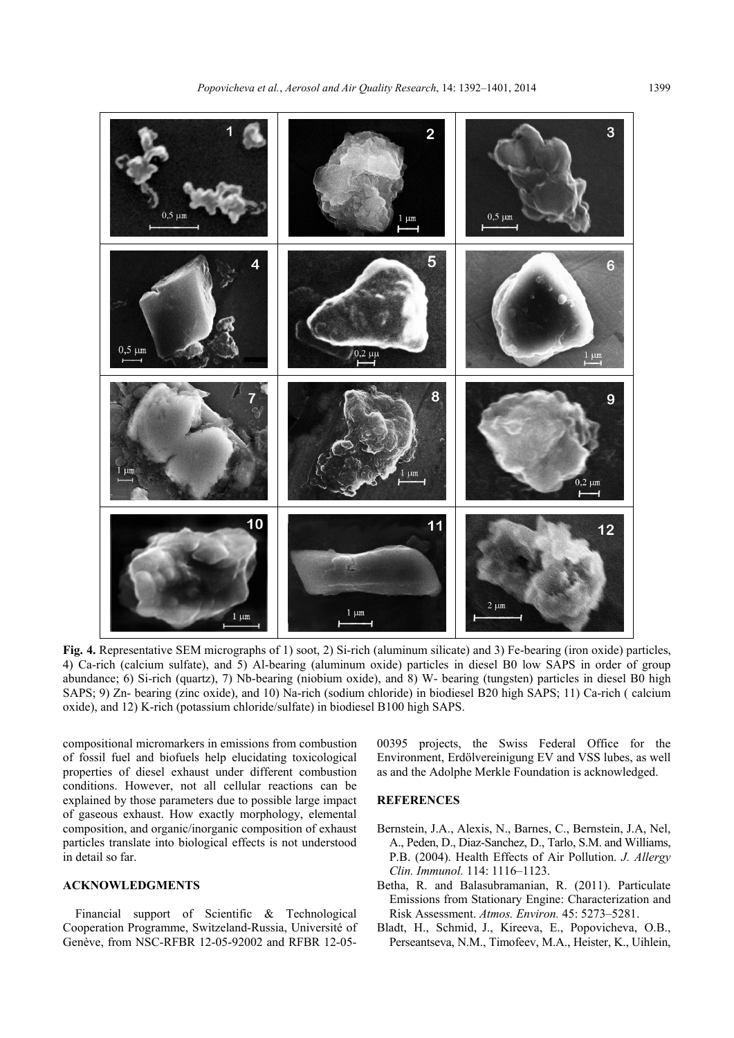**Fig. 4.** Representative SEM micrographs of 1) soot, 2) Si-rich (aluminum silicate) and 3) Fe-bearing (iron oxide) particles, 4) Ca-rich (calcium sulfate), and 5) Al-bearing (aluminum oxide) particles in diesel B0 low SAPS in order of group abundance; 6) Si-rich (quartz), 7) Nb-bearing (niobium oxide), and 8) W- bearing (tungsten) particles in diesel B0 high SAPS; 9) Zn- bearing (zinc oxide), and 10) Na-rich (sodium chloride) in biodiesel B20 high SAPS; 11) Ca-rich ( calcium oxide), and 12) K-rich (potassium chloride/sulfate) in biodiesel B100 high SAPS.

compositional micromarkers in emissions from combustion of fossil fuel and biofuels help elucidating toxicological properties of diesel exhaust under different combustion conditions. However, not all cellular reactions can be explained by those parameters due to possible large impact of gaseous exhaust. How exactly morphology, elemental composition, and organic/inorganic composition of exhaust particles translate into biological effects is not understood in detail so far.

## ACKNOWLEDGMENTS

Financial support of Scientific & Technological Cooperation Programme, Switzeland-Russia, Université of Genève, from NSC-RFBR 12-05-92002 and RFBR 12-05-00395 projects, the Swiss Federal Office for the Environment, Erdölvereinigung EV and VSS lubes, as well as and the Adolphe Merkle Foundation is acknowledged.

## REFERENCES

Bernstein, J.A., Alexis, N., Barnes, C., Bernstein, J.A, Nel, A., Peden, D., Diaz-Sanchez, D., Tarlo, S.M. and Williams, P.B. (2004). Health Effects of Air Pollution. *J. Allergy Clin. Immunol.* 114: 1116–1123.

Betha, R. and Balasubramanian, R. (2011). Particulate Emissions from Stationary Engine: Characterization and Risk Assessment. *Atmos. Environ.* 45: 5273–5281.

Bladt, H., Schmid, J., Kireeva, E., Popovicheva, O.B., Perseantseva, N.M., Timofeev, M.A., Heister, K., Uihlein,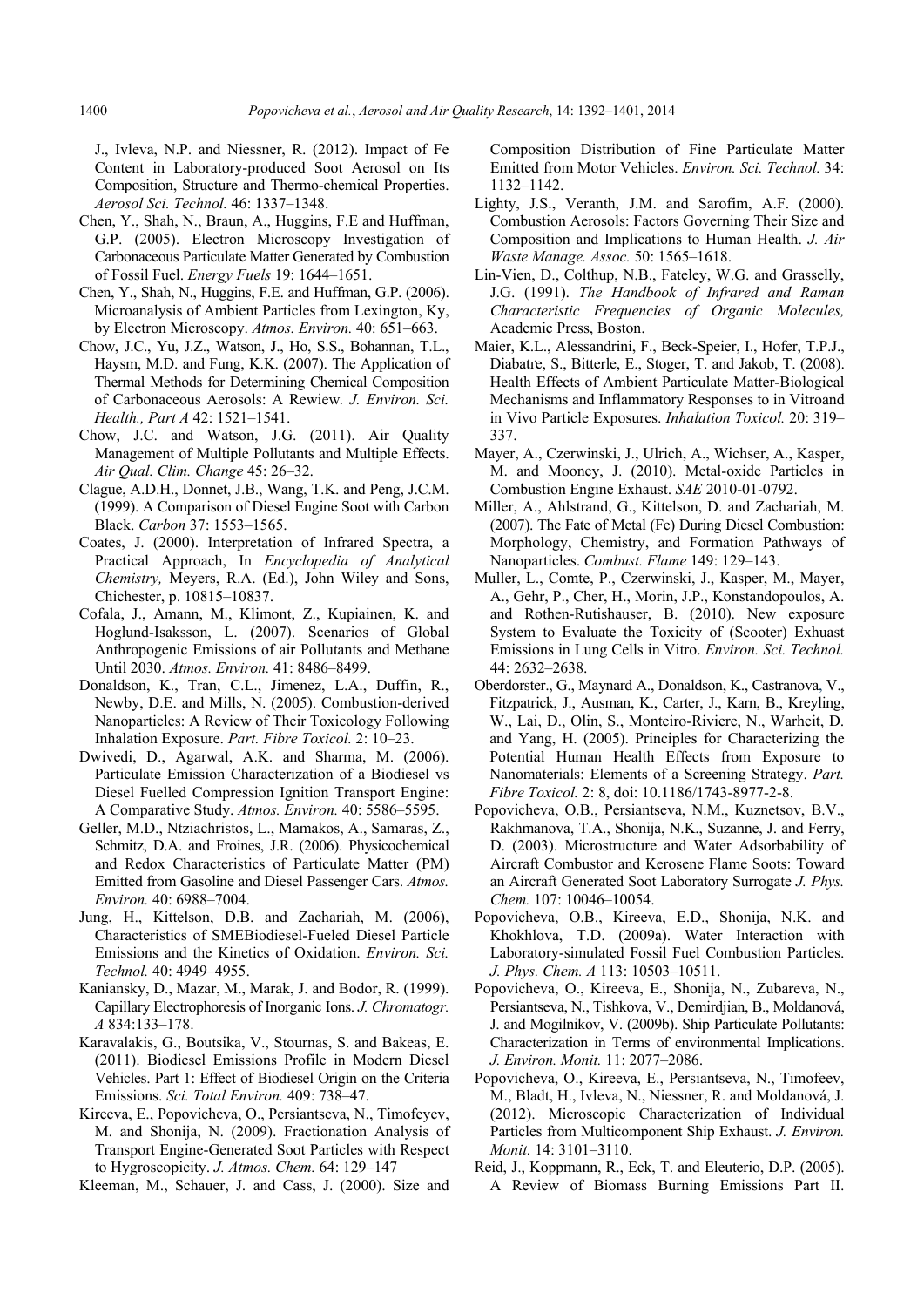J., Ivleva, N.P. and Niessner, R. (2012). Impact of Fe Content in Laboratory-produced Soot Aerosol on Its Composition, Structure and Thermo-chemical Properties. *Aerosol Sci. Technol.* 46: 1337–1348.

Chen, Y., Shah, N., Braun, A., Huggins, F.E and Huffman, G.P. (2005). Electron Microscopy Investigation of Carbonaceous Particulate Matter Generated by Combustion of Fossil Fuel. *Energy Fuels* 19: 1644–1651.

Chen, Y., Shah, N., Huggins, F.E. and Huffman, G.P. (2006). Microanalysis of Ambient Particles from Lexington, Ky, by Electron Microscopy. *Atmos. Environ.* 40: 651–663.

Chow, J.C., Yu, J.Z., Watson, J., Ho, S.S., Bohannan, T.L., Haysm, M.D. and Fung, K.K. (2007). The Application of Thermal Methods for Determining Chemical Composition of Carbonaceous Aerosols: A Rewiew. *J. Environ. Sci. Health., Part A* 42: 1521–1541.

Chow, J.C. and Watson, J.G. (2011). Air Quality Management of Multiple Pollutants and Multiple Effects. *Air Qual. Clim. Change* 45: 26–32.

Clague, A.D.H., Donnet, J.B., Wang, T.K. and Peng, J.C.M. (1999). A Comparison of Diesel Engine Soot with Carbon Black. *Carbon* 37: 1553–1565.

Coates, J. (2000). Interpretation of Infrared Spectra, a Practical Approach, In *Encyclopedia of Analytical Chemistry,* Meyers, R.A. (Ed.), John Wiley and Sons, Chichester, p. 10815–10837.

Cofala, J., Amann, M., Klimont, Z., Kupiainen, K. and Hoglund-Isaksson, L. (2007). Scenarios of Global Anthropogenic Emissions of air Pollutants and Methane Until 2030. *Atmos. Environ.* 41: 8486–8499.

Donaldson, K., Tran, C.L., Jimenez, L.A., Duffin, R., Newby, D.E. and Mills, N. (2005). Combustion-derived Nanoparticles: A Review of Their Toxicology Following Inhalation Exposure. *Part. Fibre Toxicol.* 2: 10–23.

Dwivedi, D., Agarwal, A.K. and Sharma, M. (2006). Particulate Emission Characterization of a Biodiesel vs Diesel Fuelled Compression Ignition Transport Engine: A Comparative Study. *Atmos. Environ.* 40: 5586–5595.

Geller, M.D., Ntziachristos, L., Mamakos, A., Samaras, Z., Schmitz, D.A. and Froines, J.R. (2006). Physicochemical and Redox Characteristics of Particulate Matter (PM) Emitted from Gasoline and Diesel Passenger Cars. *Atmos. Environ.* 40: 6988–7004.

Jung, H., Kittelson, D.B. and Zachariah, M. (2006), Characteristics of SMEBiodiesel-Fueled Diesel Particle Emissions and the Kinetics of Oxidation. *Environ. Sci. Technol.* 40: 4949–4955.

Kaniansky, D., Mazar, M., Marak, J. and Bodor, R. (1999). Capillary Electrophoresis of Inorganic Ions. *J. Chromatogr. A* 834:133–178.

Karavalakis, G., Boutsika, V., Stournas, S. and Bakeas, E. (2011). Biodiesel Emissions Profile in Modern Diesel Vehicles. Part 1: Effect of Biodiesel Origin on the Criteria Emissions. *Sci. Total Environ.* 409: 738–47.

Kireeva, E., Popovicheva, O., Persiantseva, N., Timofeyev, M. and Shonija, N. (2009). Fractionation Analysis of Transport Engine-Generated Soot Particles with Respect to Hygroscopicity. *J. Atmos. Chem.* 64: 129–147

Kleeman, M., Schauer, J. and Cass, J. (2000). Size and Composition Distribution of Fine Particulate Matter Emitted from Motor Vehicles. *Environ. Sci. Technol.* 34: 1132–1142.

Lighty, J.S., Veranth, J.M. and Sarofim, A.F. (2000). Combustion Aerosols: Factors Governing Their Size and Composition and Implications to Human Health. *J. Air Waste Manage. Assoc.* 50: 1565–1618.

Lin-Vien, D., Colthup, N.B., Fateley, W.G. and Grasselly, J.G. (1991). *The Handbook of Infrared and Raman Characteristic Frequencies of Organic Molecules,* Academic Press, Boston.

Maier, K.L., Alessandrini, F., Beck-Speier, I., Hofer, T.P.J., Diabatе, S., Bitterle, E., Stoger, T. and Jakob, T. (2008). Health Effects of Ambient Particulate Matter-Biological Mechanisms and Inflammatory Responses to in Vitroand in Vivo Particle Exposures. *Inhalation Toxicol.* 20: 319–337.

Mayer, A., Czerwinski, J., Ulrich, A., Wichser, A., Kasper, M. and Mooney, J. (2010). Metal-oxide Particles in Combustion Engine Exhaust. *SAE* 2010-01-0792.

Miller, A., Ahlstrand, G., Kittelson, D. and Zachariah, M. (2007). The Fate of Metal (Fe) During Diesel Combustion: Morphology, Chemistry, and Formation Pathways of Nanoparticles. *Combust. Flame* 149: 129–143.

Muller, L., Comte, P., Czerwinski, J., Kasper, M., Mayer, A., Gehr, P., Cher, H., Morin, J.P., Konstandopoulos, A. and Rothen-Rutishauser, B. (2010). New exposure System to Evaluate the Toxicity of (Scooter) Exhuast Emissions in Lung Cells in Vitro. *Environ. Sci. Technol.* 44: 2632–2638.

Oberdorster., G., Maynard A., Donaldson, K., Castranova, V., Fitzpatrick, J., Ausman, K., Carter, J., Karn, B., Kreyling, W., Lai, D., Olin, S., Monteiro-Riviere, N., Warheit, D. and Yang, H. (2005). Principles for Characterizing the Potential Human Health Effects from Exposure to Nanomaterials: Elements of a Screening Strategy. *Part. Fibre Toxicol.* 2: 8, doi: 10.1186/1743-8977-2-8.

Popovicheva, O.B., Persiantseva, N.M., Kuznetsov, B.V., Rakhmanova, T.A., Shonija, N.K., Suzanne, J. and Ferry, D. (2003). Microstructure and Water Adsorbability of Aircraft Combustor and Kerosene Flame Soots: Toward an Aircraft Generated Soot Laboratory Surrogate *J. Phys. Chem.* 107: 10046–10054.

Popovicheva, O.B., Kireeva, E.D., Shonija, N.K. and Khokhlova, T.D. (2009a). Water Interaction with Laboratory-simulated Fossil Fuel Combustion Particles. *J. Phys. Chem. A* 113: 10503–10511.

Popovicheva, O., Kireeva, E., Shonija, N., Zubareva, N., Persiantseva, N., Tishkova, V., Demirdjian, B., Moldanová, J. and Mogilnikov, V. (2009b). Ship Particulate Pollutants: Characterization in Terms of environmental Implications. *J. Environ. Monit.* 11: 2077–2086.

Popovicheva, O., Kireeva, E., Persiantseva, N., Timofeev, M., Bladt, H., Ivleva, N., Niessner, R. and Moldanová, J. (2012). Microscopic Characterization of Individual Particles from Multicomponent Ship Exhaust. *J. Environ. Monit.* 14: 3101–3110.

Reid, J., Koppmann, R., Eck, T. and Eleuterio, D.P. (2005). A Review of Biomass Burning Emissions Part II.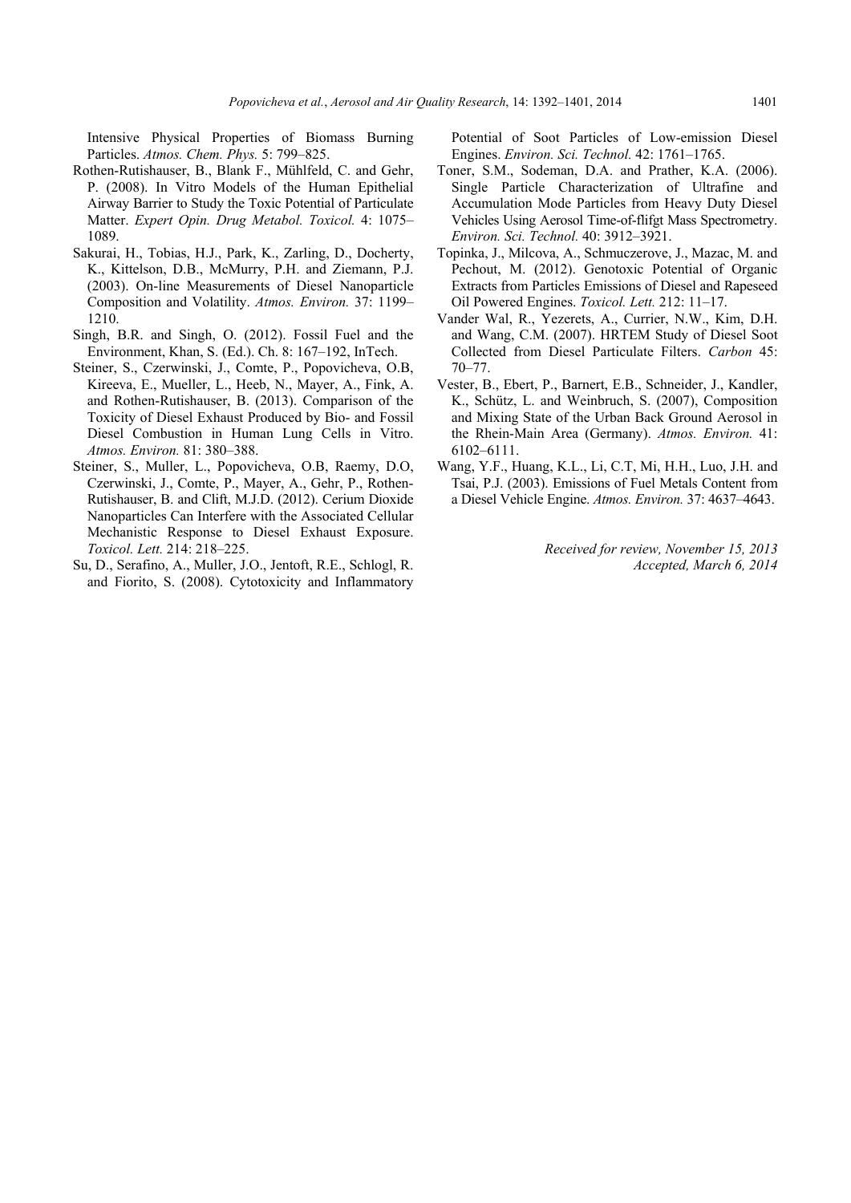Intensive Physical Properties of Biomass Burning Particles. *Atmos. Chem. Phys.* 5: 799–825.

Rothen-Rutishauser, B., Blank F., Mühlfeld, C. and Gehr, P. (2008). In Vitro Models of the Human Epithelial Airway Barrier to Study the Toxic Potential of Particulate Matter. *Expert Opin. Drug Metabol. Toxicol.* 4: 1075–1089.

Sakurai, H., Tobias, H.J., Park, K., Zarling, D., Docherty, K., Kittelson, D.B., McMurry, P.H. and Ziemann, P.J. (2003). On-line Measurements of Diesel Nanoparticle Composition and Volatility. *Atmos. Environ.* 37: 1199–1210.

Singh, B.R. and Singh, O. (2012). Fossil Fuel and the Environment, Khan, S. (Ed.). Ch. 8: 167–192, InTech.

Steiner, S., Czerwinski, J., Comte, P., Popovicheva, O.B, Kireeva, E., Mueller, L., Heeb, N., Mayer, A., Fink, A. and Rothen-Rutishauser, B. (2013). Comparison of the Toxicity of Diesel Exhaust Produced by Bio- and Fossil Diesel Combustion in Human Lung Cells in Vitro. *Atmos. Environ.* 81: 380–388.

Steiner, S., Muller, L., Popovicheva, O.B, Raemy, D.O, Czerwinski, J., Comte, P., Mayer, A., Gehr, P., Rothen-Rutishauser, B. and Clift, M.J.D. (2012). Cerium Dioxide Nanoparticles Can Interfere with the Associated Cellular Mechanistic Response to Diesel Exhaust Exposure. *Toxicol. Lett.* 214: 218–225.

Su, D., Serafino, A., Muller, J.O., Jentoft, R.E., Schlogl, R. and Fiorito, S. (2008). Cytotoxicity and Inflammatory Potential of Soot Particles of Low-emission Diesel Engines. *Environ. Sci. Technol.* 42: 1761–1765.

Toner, S.M., Sodeman, D.A. and Prather, K.A. (2006). Single Particle Characterization of Ultrafine and Accumulation Mode Particles from Heavy Duty Diesel Vehicles Using Aerosol Time-of-flifgt Mass Spectrometry. *Environ. Sci. Technol.* 40: 3912–3921.

Topinka, J., Milcova, A., Schmuczerove, J., Mazac, M. and Pechout, M. (2012). Genotoxic Potential of Organic Extracts from Particles Emissions of Diesel and Rapeseed Oil Powered Engines. *Toxicol. Lett.* 212: 11–17.

Vander Wal, R., Yezerets, A., Currier, N.W., Kim, D.H. and Wang, C.M. (2007). HRTEM Study of Diesel Soot Collected from Diesel Particulate Filters. *Carbon* 45: 70–77.

Vester, B., Ebert, P., Barnert, E.B., Schneider, J., Kandler, K., Schütz, L. and Weinbruch, S. (2007), Composition and Mixing State of the Urban Back Ground Aerosol in the Rhein-Main Area (Germany). *Atmos. Environ.* 41: 6102–6111.

Wang, Y.F., Huang, K.L., Li, C.T, Mi, H.H., Luo, J.H. and Tsai, P.J. (2003). Emissions of Fuel Metals Content from a Diesel Vehicle Engine. *Atmos. Environ.* 37: 4637–4643.

*Received for review, November 15, 2013*
*Accepted, March 6, 2014*